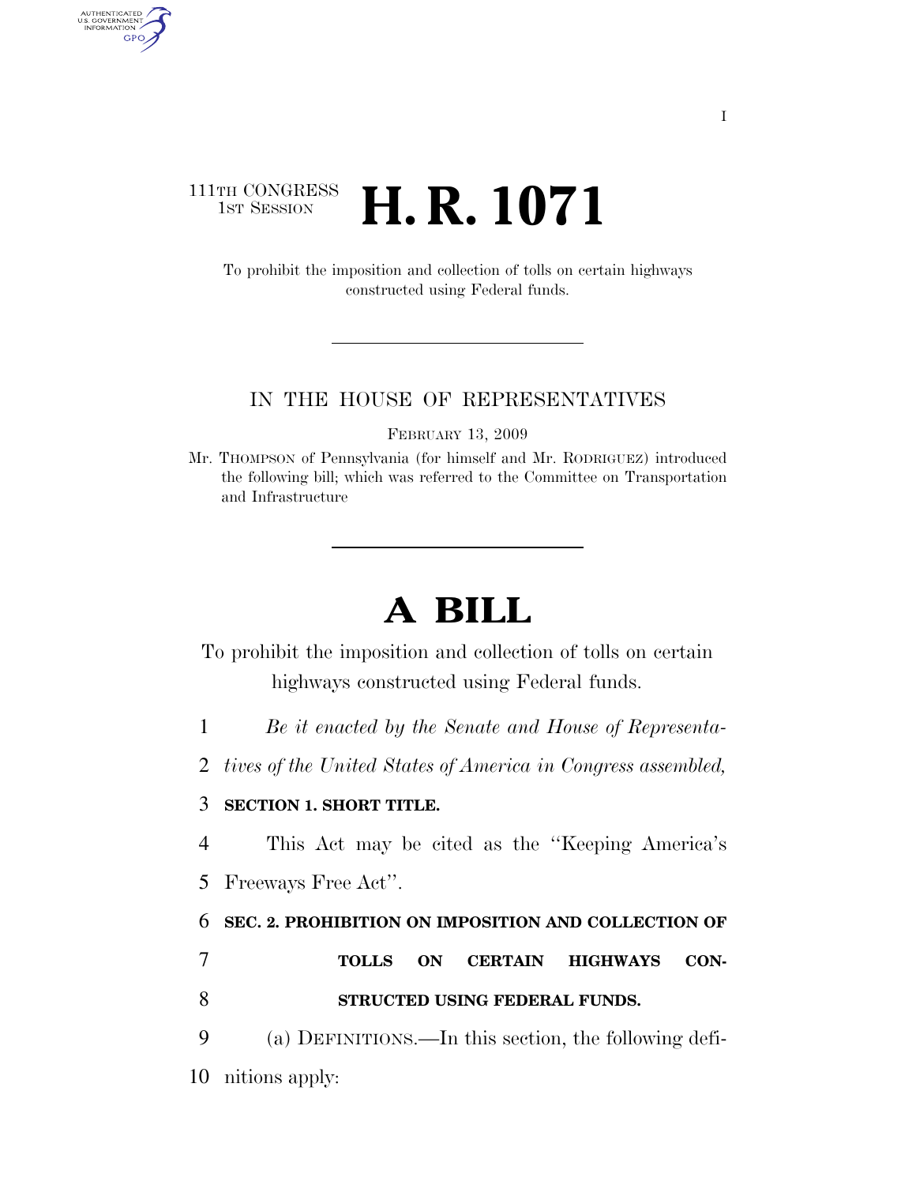111TH CONGRESS
1ST SESSION

# H. R. 1071

To prohibit the imposition and collection of tolls on certain highways constructed using Federal funds.

IN THE HOUSE OF REPRESENTATIVES

FEBRUARY 13, 2009

Mr. THOMPSON of Pennsylvania (for himself and Mr. RODRIGUEZ) introduced the following bill; which was referred to the Committee on Transportation and Infrastructure

# A BILL

To prohibit the imposition and collection of tolls on certain highways constructed using Federal funds.

1 *Be it enacted by the Senate and House of Representa-*
2 *tives of the United States of America in Congress assembled,*

3 **SECTION 1. SHORT TITLE.**

4 This Act may be cited as the ''Keeping America's
5 Freeways Free Act''.

6 **SEC. 2. PROHIBITION ON IMPOSITION AND COLLECTION OF**
7 **TOLLS ON CERTAIN HIGHWAYS CON-**
8 **STRUCTED USING FEDERAL FUNDS.**

9 (a) DEFINITIONS.—In this section, the following defi-
10 nitions apply: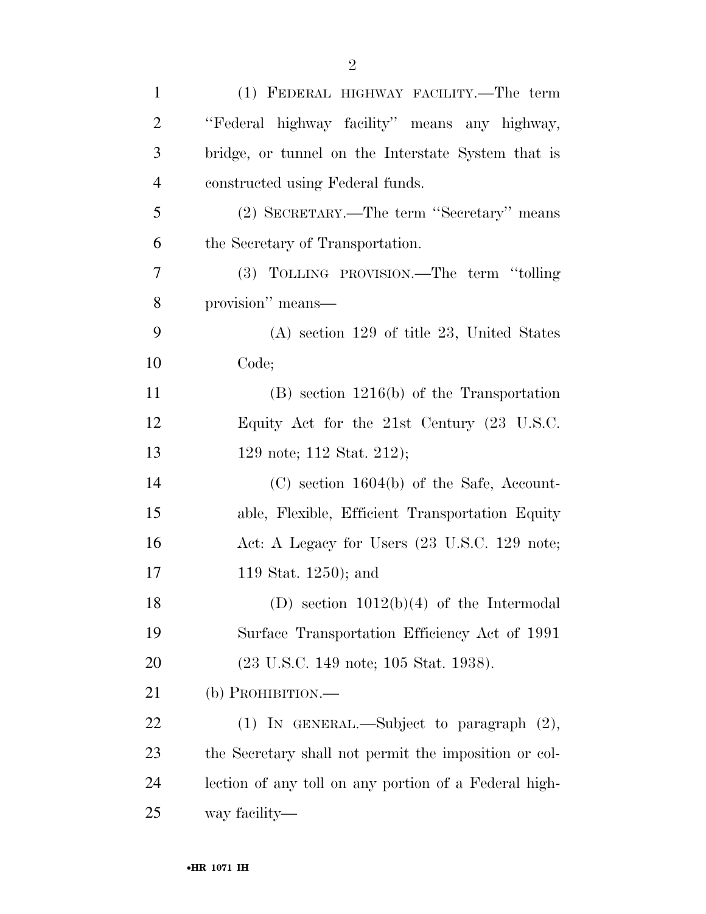(1) FEDERAL HIGHWAY FACILITY.—The term ''Federal highway facility'' means any highway, bridge, or tunnel on the Interstate System that is constructed using Federal funds.

(2) SECRETARY.—The term ''Secretary'' means the Secretary of Transportation.

(3) TOLLING PROVISION.—The term ''tolling provision'' means—

(A) section 129 of title 23, United States Code;

(B) section 1216(b) of the Transportation Equity Act for the 21st Century (23 U.S.C. 129 note; 112 Stat. 212);

(C) section 1604(b) of the Safe, Accountable, Flexible, Efficient Transportation Equity Act: A Legacy for Users (23 U.S.C. 129 note; 119 Stat. 1250); and

(D) section 1012(b)(4) of the Intermodal Surface Transportation Efficiency Act of 1991 (23 U.S.C. 149 note; 105 Stat. 1938).

(b) PROHIBITION.—

(1) IN GENERAL.—Subject to paragraph (2), the Secretary shall not permit the imposition or collection of any toll on any portion of a Federal highway facility—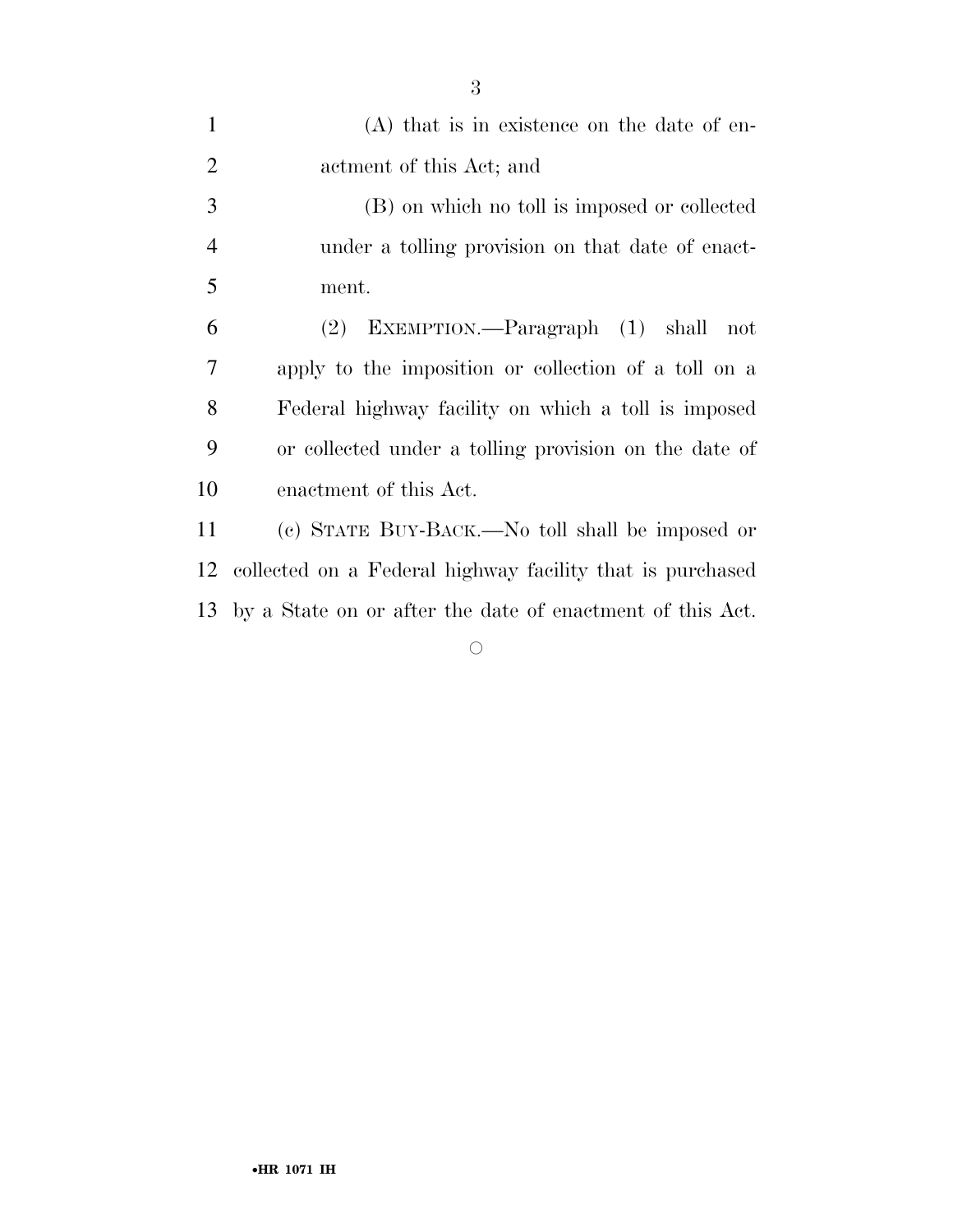(A) that is in existence on the date of enactment of this Act; and

(B) on which no toll is imposed or collected under a tolling provision on that date of enactment.

(2) EXEMPTION.—Paragraph (1) shall not apply to the imposition or collection of a toll on a Federal highway facility on which a toll is imposed or collected under a tolling provision on the date of enactment of this Act.

(c) STATE BUY-BACK.—No toll shall be imposed or collected on a Federal highway facility that is purchased by a State on or after the date of enactment of this Act.

○